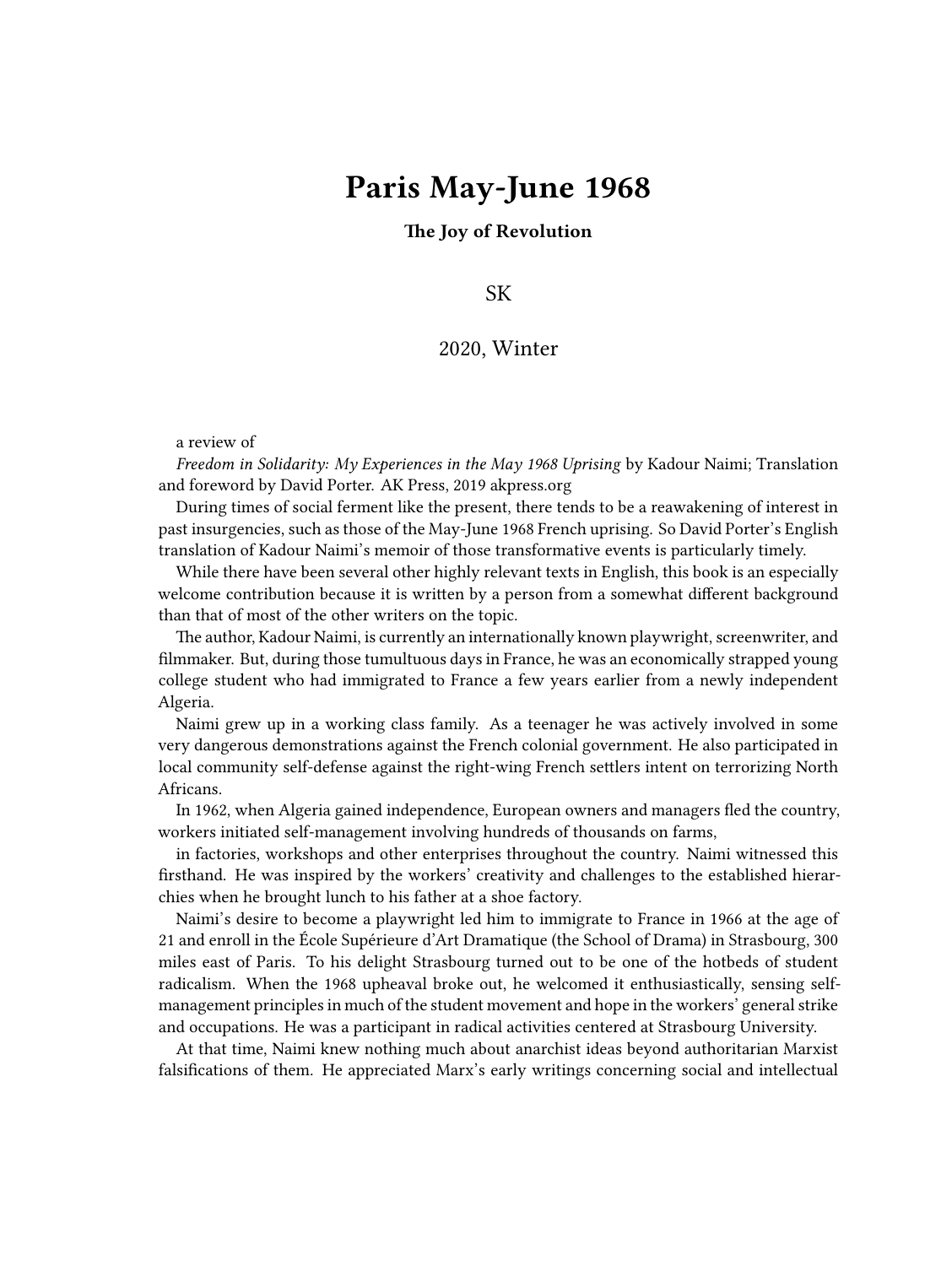# Paris May-June 1968

**The Joy of Revolution**

SK

2020, Winter

a review of

*Freedom in Solidarity: My Experiences in the May 1968 Uprising* by Kadour Naimi; Translation and foreword by David Porter. AK Press, 2019 akpress.org

During times of social ferment like the present, there tends to be a reawakening of interest in past insurgencies, such as those of the May-June 1968 French uprising. So David Porter's English translation of Kadour Naimi's memoir of those transformative events is particularly timely.

While there have been several other highly relevant texts in English, this book is an especially welcome contribution because it is written by a person from a somewhat different background than that of most of the other writers on the topic.

The author, Kadour Naimi, is currently an internationally known playwright, screenwriter, and filmmaker. But, during those tumultuous days in France, he was an economically strapped young college student who had immigrated to France a few years earlier from a newly independent Algeria.

Naimi grew up in a working class family. As a teenager he was actively involved in some very dangerous demonstrations against the French colonial government. He also participated in local community self-defense against the right-wing French settlers intent on terrorizing North Africans.

In 1962, when Algeria gained independence, European owners and managers fled the country, workers initiated self-management involving hundreds of thousands on farms, in factories, workshops and other enterprises throughout the country. Naimi witnessed this firsthand. He was inspired by the workers' creativity and challenges to the established hierarchies when he brought lunch to his father at a shoe factory.

Naimi's desire to become a playwright led him to immigrate to France in 1966 at the age of 21 and enroll in the École Supérieure d'Art Dramatique (the School of Drama) in Strasbourg, 300 miles east of Paris. To his delight Strasbourg turned out to be one of the hotbeds of student radicalism. When the 1968 upheaval broke out, he welcomed it enthusiastically, sensing self-management principles in much of the student movement and hope in the workers' general strike and occupations. He was a participant in radical activities centered at Strasbourg University.

At that time, Naimi knew nothing much about anarchist ideas beyond authoritarian Marxist falsifications of them. He appreciated Marx's early writings concerning social and intellectual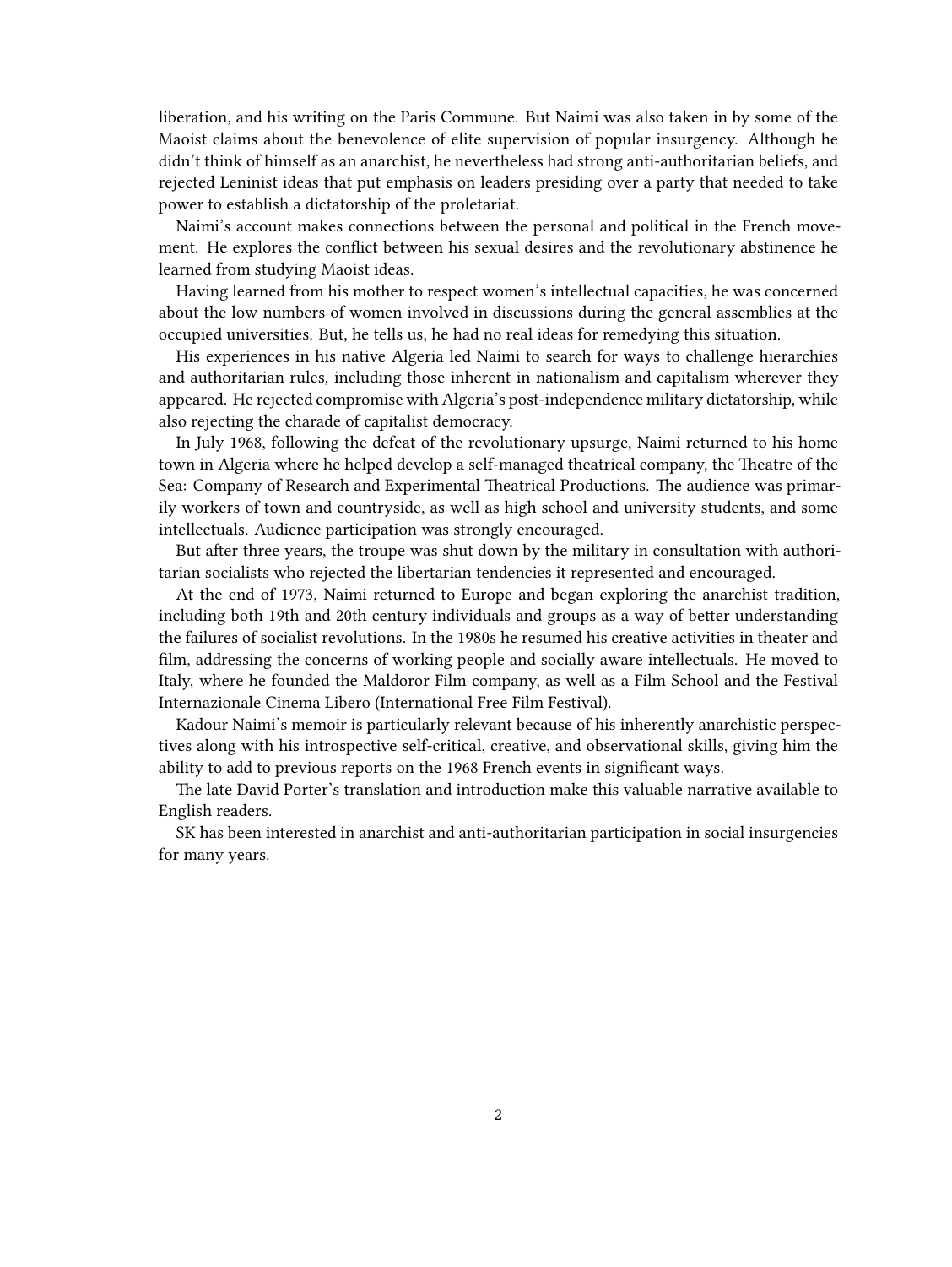liberation, and his writing on the Paris Commune. But Naimi was also taken in by some of the Maoist claims about the benevolence of elite supervision of popular insurgency. Although he didn't think of himself as an anarchist, he nevertheless had strong anti-authoritarian beliefs, and rejected Leninist ideas that put emphasis on leaders presiding over a party that needed to take power to establish a dictatorship of the proletariat.

Naimi's account makes connections between the personal and political in the French movement. He explores the conflict between his sexual desires and the revolutionary abstinence he learned from studying Maoist ideas.

Having learned from his mother to respect women's intellectual capacities, he was concerned about the low numbers of women involved in discussions during the general assemblies at the occupied universities. But, he tells us, he had no real ideas for remedying this situation.

His experiences in his native Algeria led Naimi to search for ways to challenge hierarchies and authoritarian rules, including those inherent in nationalism and capitalism wherever they appeared. He rejected compromise with Algeria's post-independence military dictatorship, while also rejecting the charade of capitalist democracy.

In July 1968, following the defeat of the revolutionary upsurge, Naimi returned to his home town in Algeria where he helped develop a self-managed theatrical company, the Theatre of the Sea: Company of Research and Experimental Theatrical Productions. The audience was primarily workers of town and countryside, as well as high school and university students, and some intellectuals. Audience participation was strongly encouraged.

But after three years, the troupe was shut down by the military in consultation with authoritarian socialists who rejected the libertarian tendencies it represented and encouraged.

At the end of 1973, Naimi returned to Europe and began exploring the anarchist tradition, including both 19th and 20th century individuals and groups as a way of better understanding the failures of socialist revolutions. In the 1980s he resumed his creative activities in theater and film, addressing the concerns of working people and socially aware intellectuals. He moved to Italy, where he founded the Maldoror Film company, as well as a Film School and the Festival Internazionale Cinema Libero (International Free Film Festival).

Kadour Naimi's memoir is particularly relevant because of his inherently anarchistic perspectives along with his introspective self-critical, creative, and observational skills, giving him the ability to add to previous reports on the 1968 French events in significant ways.

The late David Porter's translation and introduction make this valuable narrative available to English readers.

SK has been interested in anarchist and anti-authoritarian participation in social insurgencies for many years.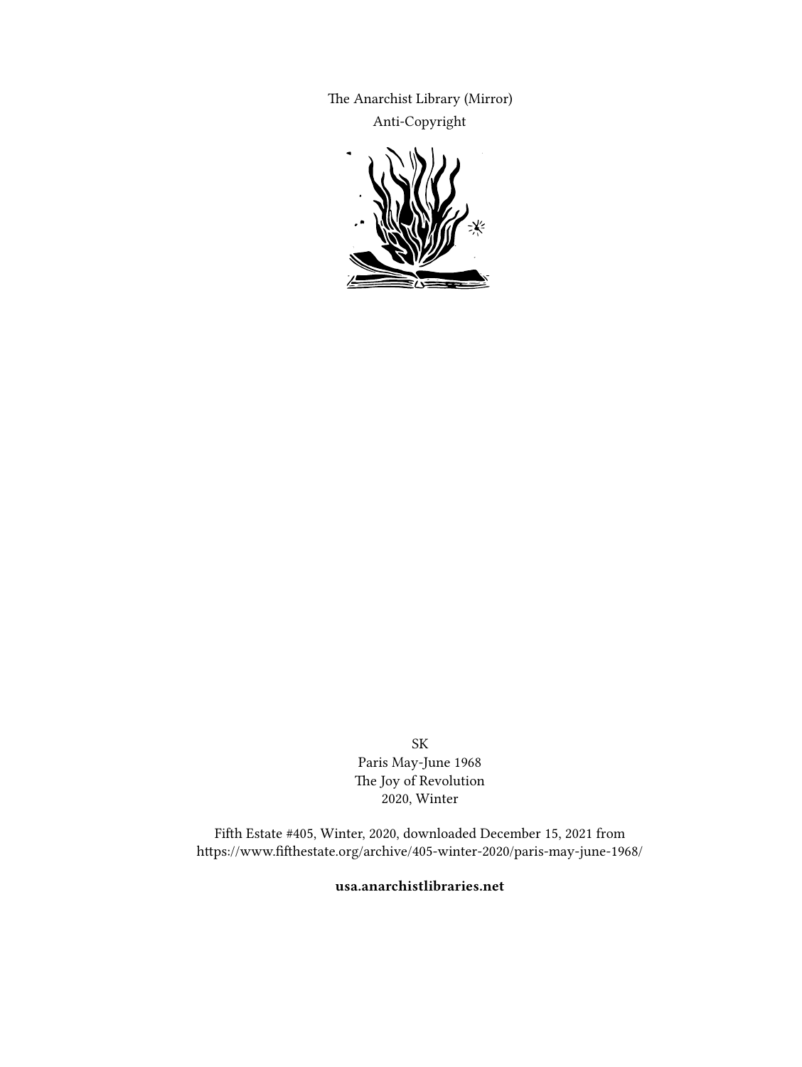The Anarchist Library (Mirror)
Anti-Copyright

SK
Paris May-June 1968
The Joy of Revolution
2020, Winter

Fifth Estate #405, Winter, 2020, downloaded December 15, 2021 from https://www.fifthestate.org/archive/405-winter-2020/paris-may-june-1968/

**usa.anarchistlibraries.net**